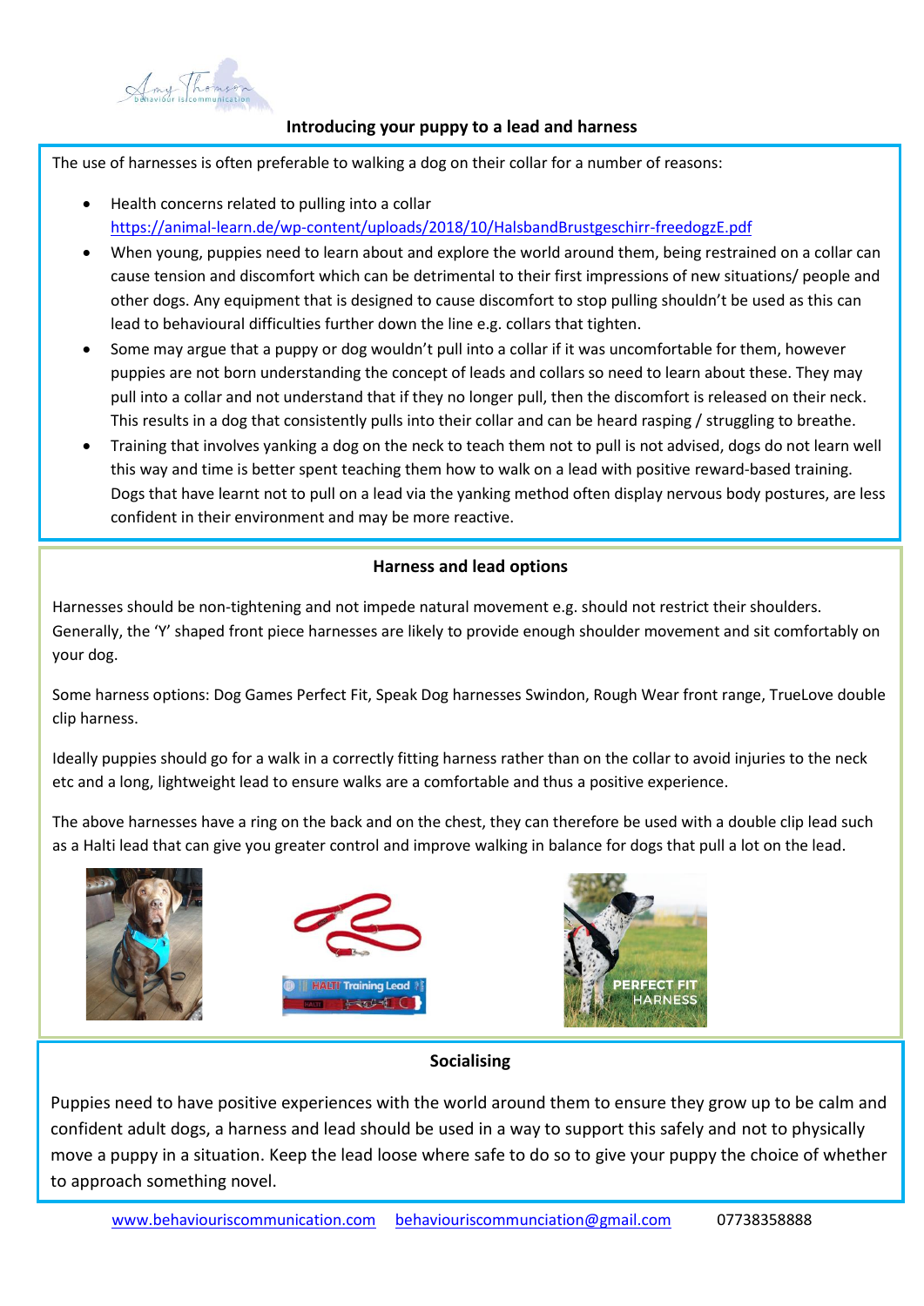## Introducing your puppy to a lead and harness

The use of harnesses is often preferable to walking a dog on their collar for a number of reasons:

- Health concerns related to pulling into a collar https://animal-learn.de/wp-content/uploads/2018/10/HalsbandBrustgeschirr-freedogzE.pdf
- When young, puppies need to learn about and explore the world around them, being restrained on a collar can cause tension and discomfort which can be detrimental to their first impressions of new situations/ people and other dogs. Any equipment that is designed to cause discomfort to stop pulling shouldn't be used as this can lead to behavioural difficulties further down the line e.g. collars that tighten.
- Some may argue that a puppy or dog wouldn't pull into a collar if it was uncomfortable for them, however puppies are not born understanding the concept of leads and collars so need to learn about these. They may pull into a collar and not understand that if they no longer pull, then the discomfort is released on their neck. This results in a dog that consistently pulls into their collar and can be heard rasping / struggling to breathe.
- Training that involves yanking a dog on the neck to teach them not to pull is not advised, dogs do not learn well this way and time is better spent teaching them how to walk on a lead with positive reward-based training. Dogs that have learnt not to pull on a lead via the yanking method often display nervous body postures, are less confident in their environment and may be more reactive.

### Harness and lead options

Harnesses should be non-tightening and not impede natural movement e.g. should not restrict their shoulders. Generally, the 'Y' shaped front piece harnesses are likely to provide enough shoulder movement and sit comfortably on your dog.

Some harness options: Dog Games Perfect Fit, Speak Dog harnesses Swindon, Rough Wear front range, TrueLove double clip harness.

Ideally puppies should go for a walk in a correctly fitting harness rather than on the collar to avoid injuries to the neck etc and a long, lightweight lead to ensure walks are a comfortable and thus a positive experience.

The above harnesses have a ring on the back and on the chest, they can therefore be used with a double clip lead such as a Halti lead that can give you greater control and improve walking in balance for dogs that pull a lot on the lead.

### Socialising

Puppies need to have positive experiences with the world around them to ensure they grow up to be calm and confident adult dogs, a harness and lead should be used in a way to support this safely and not to physically move a puppy in a situation. Keep the lead loose where safe to do so to give your puppy the choice of whether to approach something novel.

www.behaviouriscommunication.com behaviouriscommunciation@gmail.com 07738358888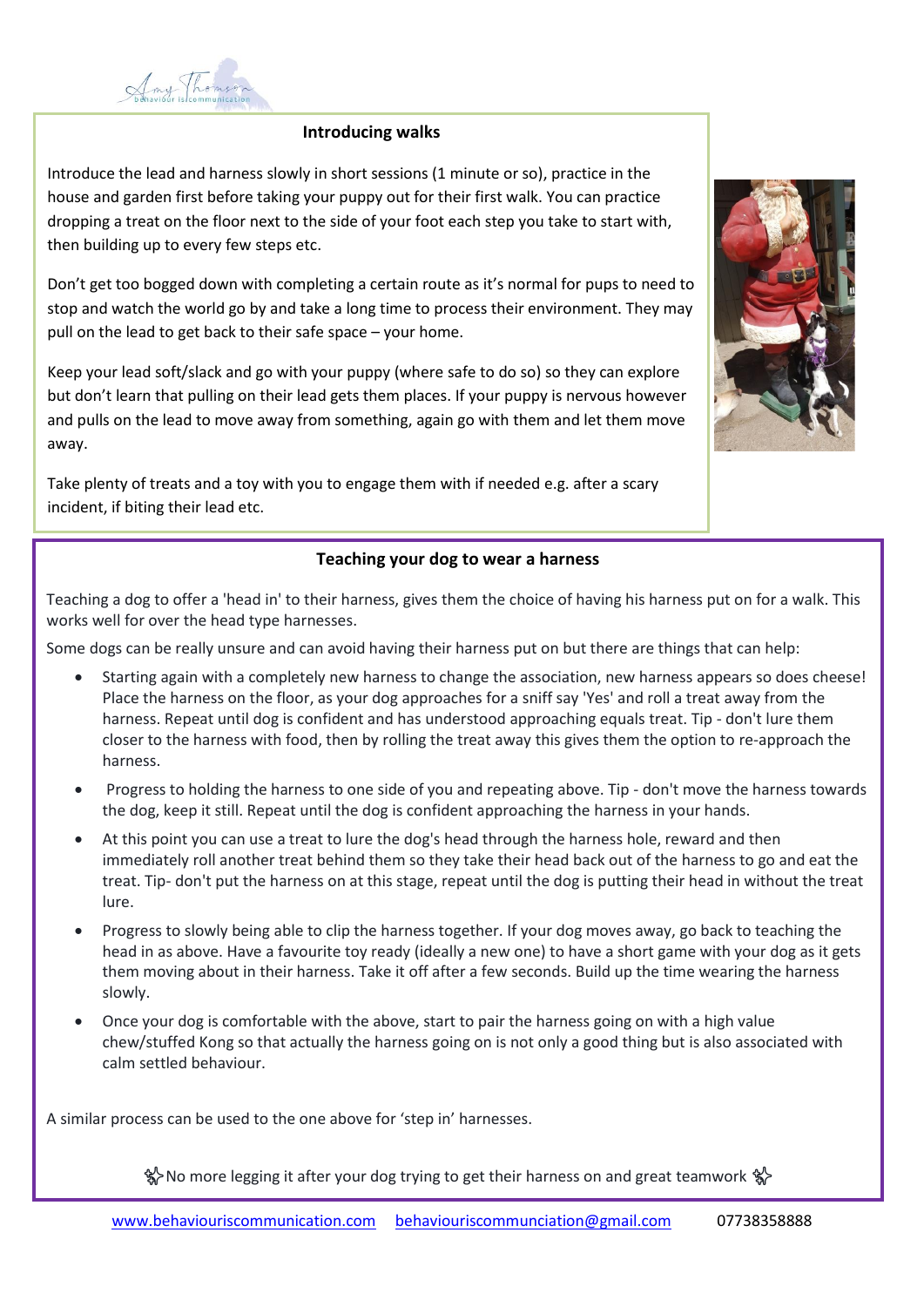## Introducing walks

Introduce the lead and harness slowly in short sessions (1 minute or so), practice in the house and garden first before taking your puppy out for their first walk. You can practice dropping a treat on the floor next to the side of your foot each step you take to start with, then building up to every few steps etc.

Don't get too bogged down with completing a certain route as it's normal for pups to need to stop and watch the world go by and take a long time to process their environment. They may pull on the lead to get back to their safe space – your home.

Keep your lead soft/slack and go with your puppy (where safe to do so) so they can explore but don't learn that pulling on their lead gets them places. If your puppy is nervous however and pulls on the lead to move away from something, again go with them and let them move away.

Take plenty of treats and a toy with you to engage them with if needed e.g. after a scary incident, if biting their lead etc.

## Teaching your dog to wear a harness

Teaching a dog to offer a 'head in' to their harness, gives them the choice of having his harness put on for a walk. This works well for over the head type harnesses.

Some dogs can be really unsure and can avoid having their harness put on but there are things that can help:

- Starting again with a completely new harness to change the association, new harness appears so does cheese! Place the harness on the floor, as your dog approaches for a sniff say 'Yes' and roll a treat away from the harness. Repeat until dog is confident and has understood approaching equals treat. Tip - don't lure them closer to the harness with food, then by rolling the treat away this gives them the option to re-approach the harness.
- Progress to holding the harness to one side of you and repeating above. Tip - don't move the harness towards the dog, keep it still. Repeat until the dog is confident approaching the harness in your hands.
- At this point you can use a treat to lure the dog's head through the harness hole, reward and then immediately roll another treat behind them so they take their head back out of the harness to go and eat the treat. Tip- don't put the harness on at this stage, repeat until the dog is putting their head in without the treat lure.
- Progress to slowly being able to clip the harness together. If your dog moves away, go back to teaching the head in as above. Have a favourite toy ready (ideally a new one) to have a short game with your dog as it gets them moving about in their harness. Take it off after a few seconds. Build up the time wearing the harness slowly.
- Once your dog is comfortable with the above, start to pair the harness going on with a high value chew/stuffed Kong so that actually the harness going on is not only a good thing but is also associated with calm settled behaviour.

A similar process can be used to the one above for 'step in' harnesses.

No more legging it after your dog trying to get their harness on and great teamwork

www.behaviouriscommunication.com behaviouriscommunciation@gmail.com 07738358888